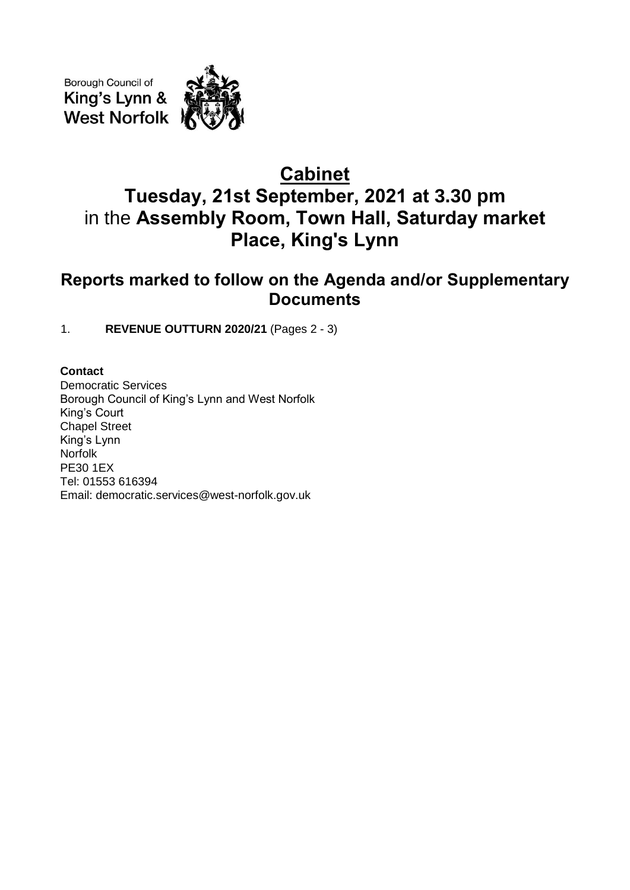Borough Council of
King's Lynn &
West Norfolk

# Cabinet

# Tuesday, 21st September, 2021 at 3.30 pm
in the **Assembly Room, Town Hall, Saturday market Place, King's Lynn**

## Reports marked to follow on the Agenda and/or Supplementary Documents

1. **REVENUE OUTTURN 2020/21** (Pages 2 - 3)

**Contact**
Democratic Services
Borough Council of King's Lynn and West Norfolk
King's Court
Chapel Street
King's Lynn
Norfolk
PE30 1EX
Tel: 01553 616394
Email: democratic.services@west-norfolk.gov.uk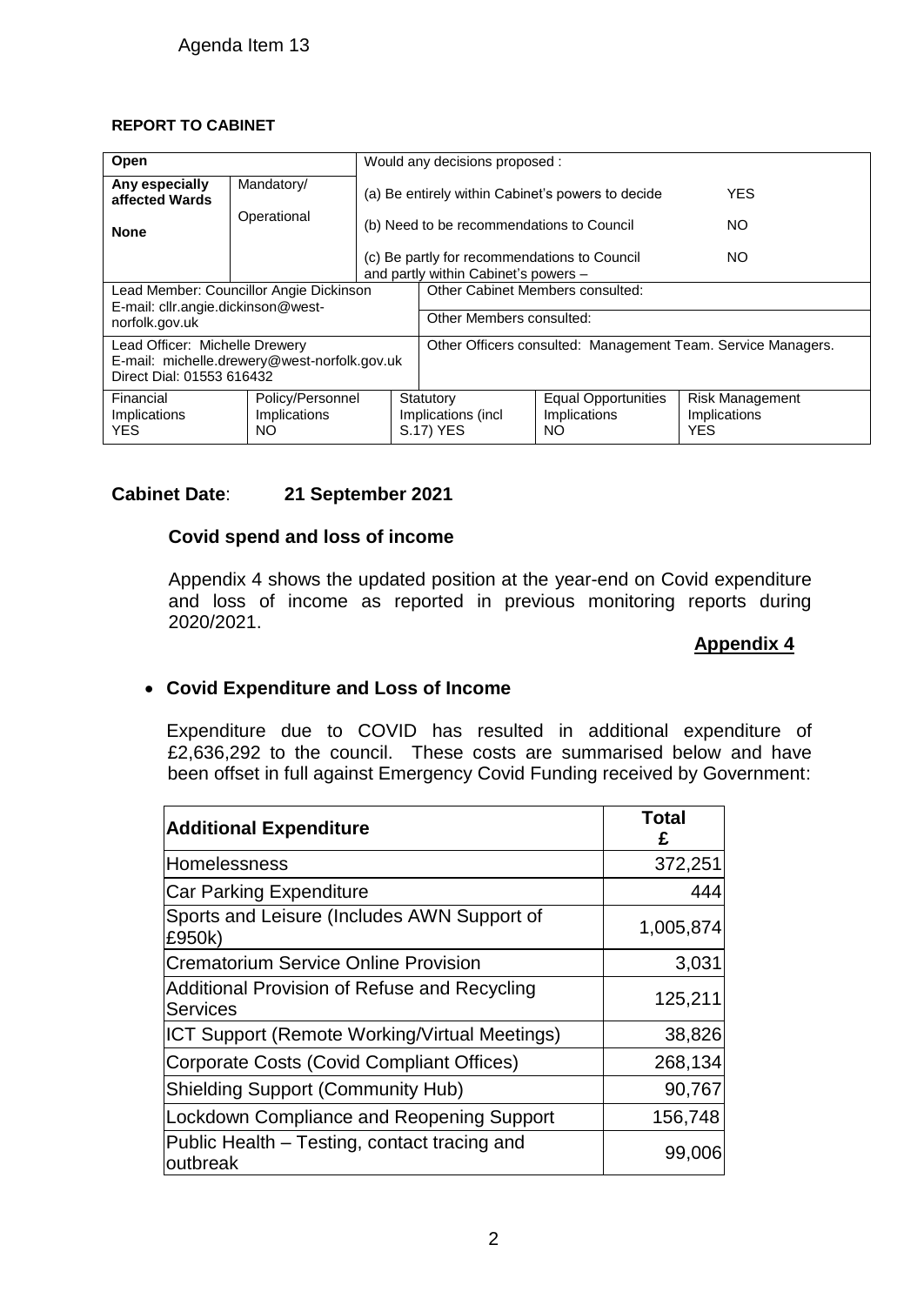Agenda Item 13

**REPORT TO CABINET**

| **Open** | | Would any decisions proposed : | | |
|---|---|---|---|---|
| **Any especially affected Wards** **None** | Mandatory/ Operational | (a) Be entirely within Cabinet's powers to decide | | YES |
| | | (b) Need to be recommendations to Council | | NO |
| | | (c) Be partly for recommendations to Council and partly within Cabinet's powers – | | NO |
| Lead Member: Councillor Angie Dickinson E-mail: cllr.angie.dickinson@west-norfolk.gov.uk | | Other Cabinet Members consulted: | | |
| | | Other Members consulted: | | |
| Lead Officer: Michelle Drewery E-mail: michelle.drewery@west-norfolk.gov.uk Direct Dial: 01553 616432 | | Other Officers consulted: Management Team. Service Managers. | | |
| Financial Implications YES | Policy/Personnel Implications NO | Statutory Implications (incl S.17) YES | Equal Opportunities Implications NO | Risk Management Implications YES |

**Cabinet Date**: **21 September 2021**

**Covid spend and loss of income**

Appendix 4 shows the updated position at the year-end on Covid expenditure and loss of income as reported in previous monitoring reports during 2020/2021.

**Appendix 4**

- **Covid Expenditure and Loss of Income**

Expenditure due to COVID has resulted in additional expenditure of £2,636,292 to the council. These costs are summarised below and have been offset in full against Emergency Covid Funding received by Government:

| **Additional Expenditure** | **Total £** |
|---|---|
| Homelessness | 372,251 |
| Car Parking Expenditure | 444 |
| Sports and Leisure (Includes AWN Support of £950k) | 1,005,874 |
| Crematorium Service Online Provision | 3,031 |
| Additional Provision of Refuse and Recycling Services | 125,211 |
| ICT Support (Remote Working/Virtual Meetings) | 38,826 |
| Corporate Costs (Covid Compliant Offices) | 268,134 |
| Shielding Support (Community Hub) | 90,767 |
| Lockdown Compliance and Reopening Support | 156,748 |
| Public Health – Testing, contact tracing and outbreak | 99,006 |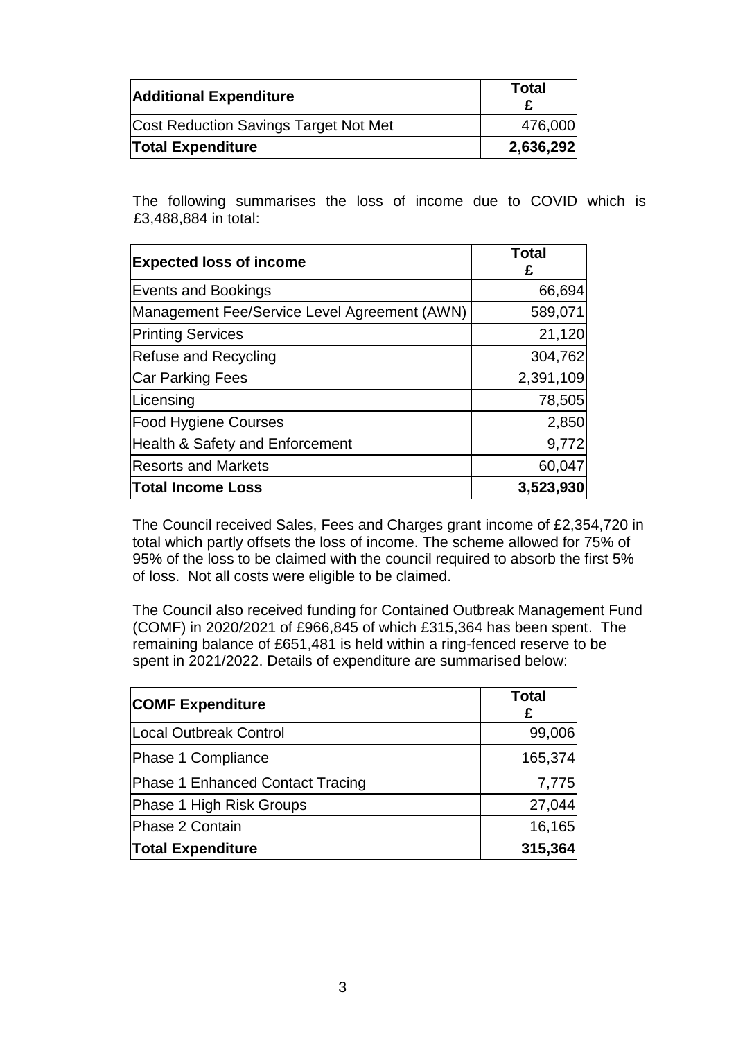| Additional Expenditure | Total £ |
|---|---|
| Cost Reduction Savings Target Not Met | 476,000 |
| **Total Expenditure** | **2,636,292** |

The following summarises the loss of income due to COVID which is £3,488,884 in total:

| Expected loss of income | Total £ |
|---|---|
| Events and Bookings | 66,694 |
| Management Fee/Service Level Agreement (AWN) | 589,071 |
| Printing Services | 21,120 |
| Refuse and Recycling | 304,762 |
| Car Parking Fees | 2,391,109 |
| Licensing | 78,505 |
| Food Hygiene Courses | 2,850 |
| Health & Safety and Enforcement | 9,772 |
| Resorts and Markets | 60,047 |
| **Total Income Loss** | **3,523,930** |

The Council received Sales, Fees and Charges grant income of £2,354,720 in total which partly offsets the loss of income. The scheme allowed for 75% of 95% of the loss to be claimed with the council required to absorb the first 5% of loss. Not all costs were eligible to be claimed.

The Council also received funding for Contained Outbreak Management Fund (COMF) in 2020/2021 of £966,845 of which £315,364 has been spent. The remaining balance of £651,481 is held within a ring-fenced reserve to be spent in 2021/2022. Details of expenditure are summarised below:

| COMF Expenditure | Total £ |
|---|---|
| Local Outbreak Control | 99,006 |
| Phase 1 Compliance | 165,374 |
| Phase 1 Enhanced Contact Tracing | 7,775 |
| Phase 1 High Risk Groups | 27,044 |
| Phase 2 Contain | 16,165 |
| **Total Expenditure** | **315,364** |